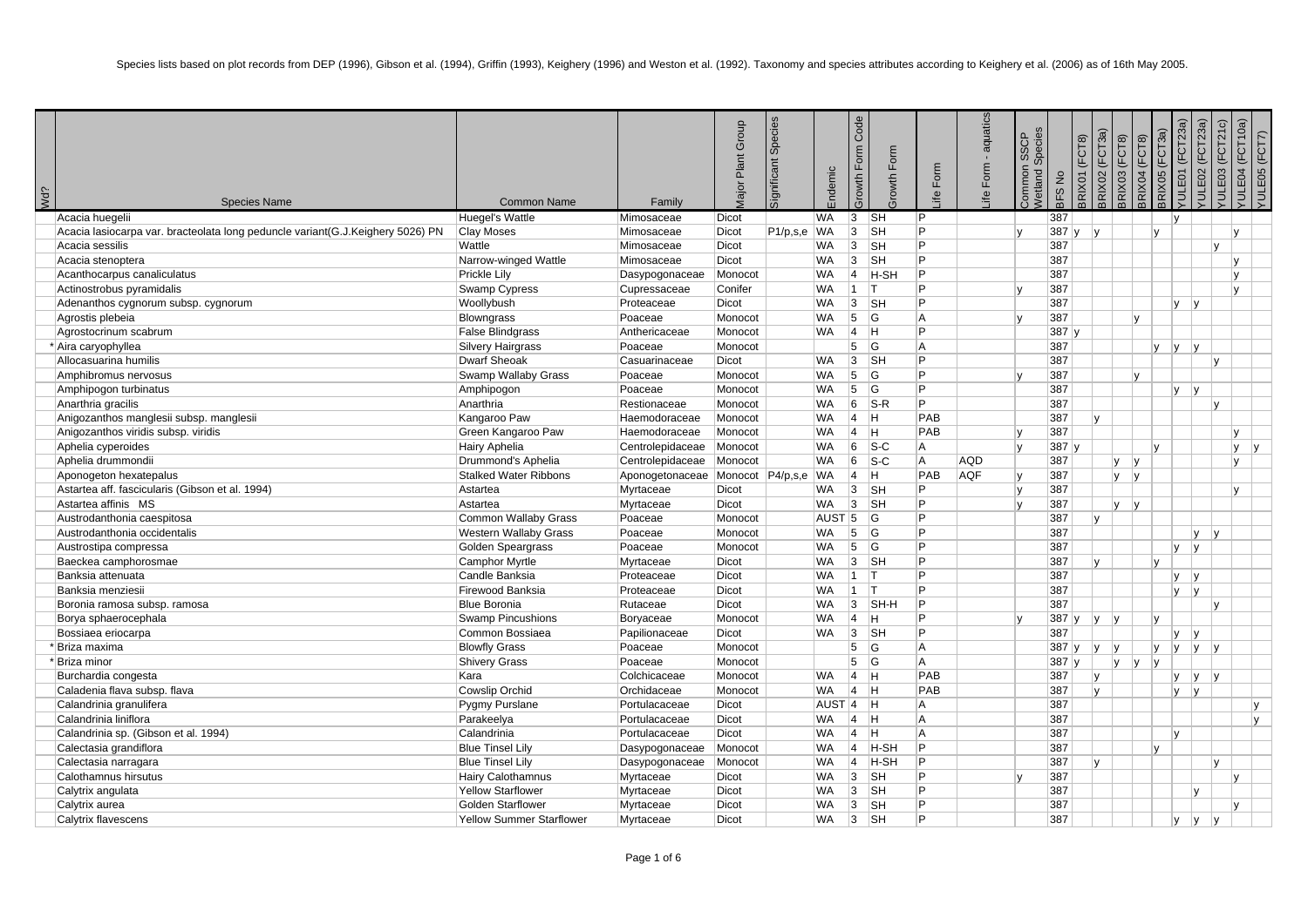Species lists based on plot records from DEP (1996), Gibson et al. (1994), Griffin (1993), Keighery (1996) and Weston et al. (1992). Taxonomy and species attributes according to Keighery et al. (2006) as of 16th May 2005.

| Wd? | Species Name | Common Name | Family | Major Plant Group | Significant Species | Endemic | Growth Form Code | Growth Form | Life Form | Life Form - aquatics | Common SSCP Wetland Species | BFS No | BRIX01 (FCT8) | BRIX02 (FCT3a) | BRIX03 (FCT8) | BRIX04 (FCT8) | BRIX05 (FCT3a) | YULE01 (FCT23a) | YULE02 (FCT23a) | YULE03 (FCT21c) | YULE04 (FCT10a) | YULE05 (FCT7) |
|---|---|---|---|---|---|---|---|---|---|---|---|---|---|---|---|---|---|---|---|---|---|---|
| | Acacia huegelii | Huegel's Wattle | Mimosaceae | Dicot | | WA | 3 | SH | P | | | 387 | | | | | | y | | | | |
| | Acacia lasiocarpa var. bracteolata long peduncle variant(G.J.Keighery 5026) PN | Clay Moses | Mimosaceae | Dicot | P1/p,s,e | WA | 3 | SH | P | | y | 387 | y | y | | | y | | | | y | |
| | Acacia sessilis | Wattle | Mimosaceae | Dicot | | WA | 3 | SH | P | | | 387 | | | | | | | | y | | |
| | Acacia stenoptera | Narrow-winged Wattle | Mimosaceae | Dicot | | WA | 3 | SH | P | | | 387 | | | | | | | | | y | |
| | Acanthocarpus canaliculatus | Prickle Lily | Dasypogonaceae | Monocot | | WA | 4 | H-SH | P | | | 387 | | | | | | | | | y | |
| | Actinostrobus pyramidalis | Swamp Cypress | Cupressaceae | Conifer | | WA | 1 | T | P | | y | 387 | | | | | | | | | y | |
| | Adenanthos cygnorum subsp. cygnorum | Woollybush | Proteaceae | Dicot | | WA | 3 | SH | P | | | 387 | | | | | | y | y | | | |
| | Agrostis plebeia | Blowngrass | Poaceae | Monocot | | WA | 5 | G | A | | y | 387 | | | | y | | | | | | |
| | Agrostocrinum scabrum | False Blindgrass | Anthericaceae | Monocot | | WA | 4 | H | P | | | 387 | y | | | | | | | | | |
| * | Aira caryophyllea | Silvery Hairgrass | Poaceae | Monocot | | | 5 | G | A | | | 387 | | | | | y | y | y | | | |
| | Allocasuarina humilis | Dwarf Sheoak | Casuarinaceae | Dicot | | WA | 3 | SH | P | | | 387 | | | | | | | | y | | |
| | Amphibromus nervosus | Swamp Wallaby Grass | Poaceae | Monocot | | WA | 5 | G | P | | y | 387 | | | | y | | | | | | |
| | Amphipogon turbinatus | Amphipogon | Poaceae | Monocot | | WA | 5 | G | P | | | 387 | | | | | | y | y | | | |
| | Anarthria gracilis | Anarthria | Restionaceae | Monocot | | WA | 6 | S-R | P | | | 387 | | | | | | | | y | | |
| | Anigozanthos manglesii subsp. manglesii | Kangaroo Paw | Haemodoraceae | Monocot | | WA | 4 | H | PAB | | | 387 | | y | | | | | | | | |
| | Anigozanthos viridis subsp. viridis | Green Kangaroo Paw | Haemodoraceae | Monocot | | WA | 4 | H | PAB | | y | 387 | | | | | | | | | y | |
| | Aphelia cyperoides | Hairy Aphelia | Centrolepidaceae | Monocot | | WA | 6 | S-C | A | | y | 387 | y | | | | y | | | | y | y |
| | Aphelia drummondii | Drummond's Aphelia | Centrolepidaceae | Monocot | | WA | 6 | S-C | A | AQD | | 387 | | | y | y | | | | | y | |
| | Aponogeton hexatepalus | Stalked Water Ribbons | Aponogetonaceae | Monocot | P4/p,s,e | WA | 4 | H | PAB | AQF | y | 387 | | | y | y | | | | | | |
| | Astartea aff. fascicularis (Gibson et al. 1994) | Astartea | Myrtaceae | Dicot | | WA | 3 | SH | P | | y | 387 | | | | | | | | | y | |
| | Astartea affinis MS | Astartea | Myrtaceae | Dicot | | WA | 3 | SH | P | | y | 387 | | | y | y | | | | | | |
| | Austrodanthonia caespitosa | Common Wallaby Grass | Poaceae | Monocot | | AUST | 5 | G | P | | | 387 | | y | | | | | | | | |
| | Austrodanthonia occidentalis | Western Wallaby Grass | Poaceae | Monocot | | WA | 5 | G | P | | | 387 | | | | | | | y | y | | |
| | Austrostipa compressa | Golden Speargrass | Poaceae | Monocot | | WA | 5 | G | P | | | 387 | | | | | | y | y | | | |
| | Baeckea camphorosmae | Camphor Myrtle | Myrtaceae | Dicot | | WA | 3 | SH | P | | | 387 | | y | | | y | | | | | |
| | Banksia attenuata | Candle Banksia | Proteaceae | Dicot | | WA | 1 | T | P | | | 387 | | | | | | y | y | | | |
| | Banksia menziesii | Firewood Banksia | Proteaceae | Dicot | | WA | 1 | T | P | | | 387 | | | | | | y | y | | | |
| | Boronia ramosa subsp. ramosa | Blue Boronia | Rutaceae | Dicot | | WA | 3 | SH-H | P | | | 387 | | | | | | | | y | | |
| | Borya sphaerocephala | Swamp Pincushions | Boryaceae | Monocot | | WA | 4 | H | P | | y | 387 | y | y | y | | y | | | | | |
| | Bossiaea eriocarpa | Common Bossiaea | Papilionaceae | Dicot | | WA | 3 | SH | P | | | 387 | | | | | | y | y | | | |
| * | Briza maxima | Blowfly Grass | Poaceae | Monocot | | | 5 | G | A | | | 387 | y | y | y | | y | y | y | y | | |
| * | Briza minor | Shivery Grass | Poaceae | Monocot | | | 5 | G | A | | | 387 | y | | y | y | y | | | | | |
| | Burchardia congesta | Kara | Colchicaceae | Monocot | | WA | 4 | H | PAB | | | 387 | | y | | | | y | y | y | | |
| | Caladenia flava subsp. flava | Cowslip Orchid | Orchidaceae | Monocot | | WA | 4 | H | PAB | | | 387 | | y | | | | y | y | | | |
| | Calandrinia granulifera | Pygmy Purslane | Portulacaceae | Dicot | | AUST | 4 | H | A | | | 387 | | | | | | | | | | y |
| | Calandrinia liniflora | Parakeelya | Portulacaceae | Dicot | | WA | 4 | H | A | | | 387 | | | | | | | | | | y |
| | Calandrinia sp. (Gibson et al. 1994) | Calandrinia | Portulacaceae | Dicot | | WA | 4 | H | A | | | 387 | | | | | | y | | | | |
| | Calectasia grandiflora | Blue Tinsel Lily | Dasypogonaceae | Monocot | | WA | 4 | H-SH | P | | | 387 | | | | | y | | | | | |
| | Calectasia narragara | Blue Tinsel Lily | Dasypogonaceae | Monocot | | WA | 4 | H-SH | P | | | 387 | | y | | | | | | y | | |
| | Calothamnus hirsutus | Hairy Calothamnus | Myrtaceae | Dicot | | WA | 3 | SH | P | | y | 387 | | | | | | | | | y | |
| | Calytrix angulata | Yellow Starflower | Myrtaceae | Dicot | | WA | 3 | SH | P | | | 387 | | | | | | | y | | | |
| | Calytrix aurea | Golden Starflower | Myrtaceae | Dicot | | WA | 3 | SH | P | | | 387 | | | | | | | | | y | |
| | Calytrix flavescens | Yellow Summer Starflower | Myrtaceae | Dicot | | WA | 3 | SH | P | | | 387 | | | | | | y | y | y | | |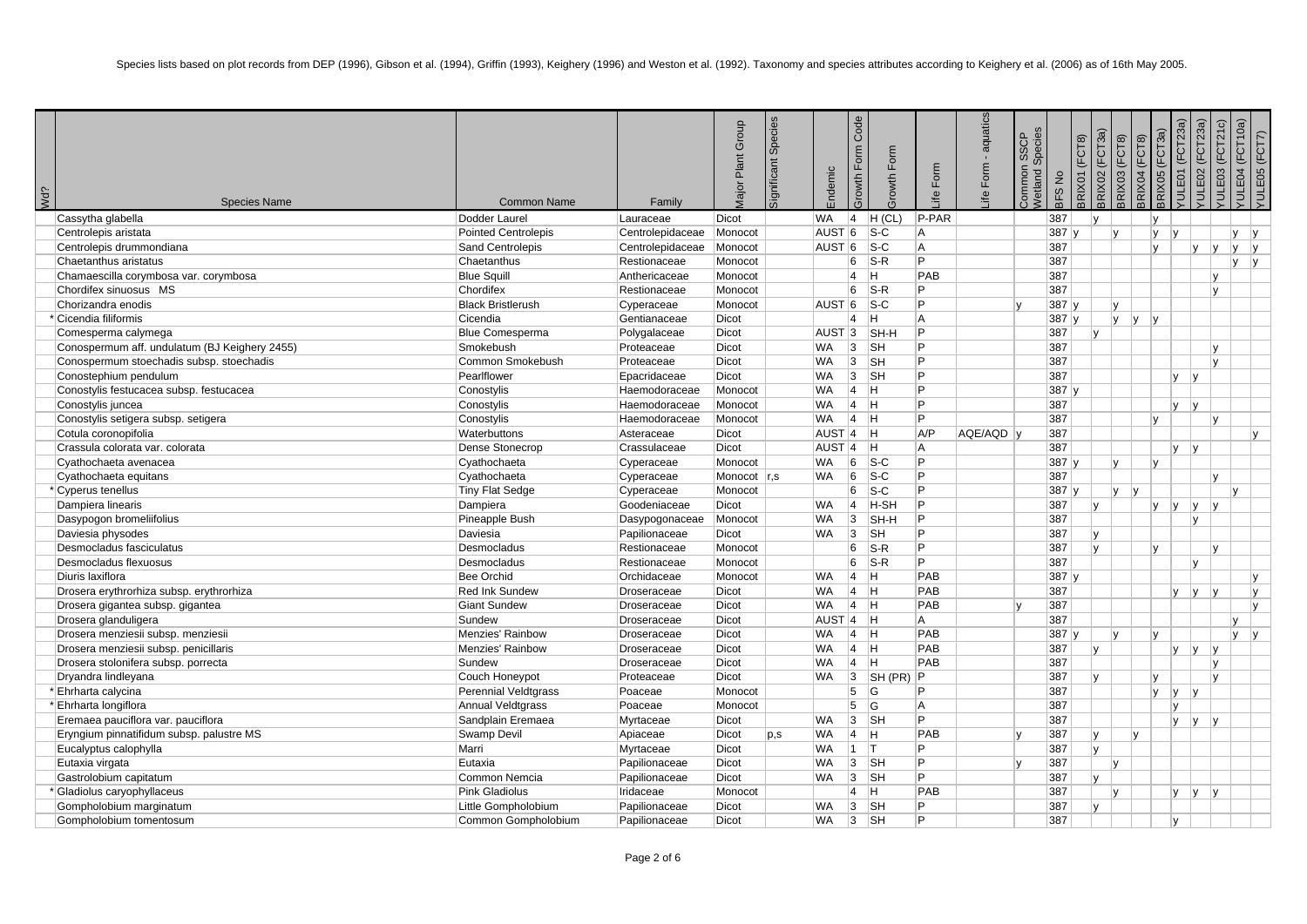Species lists based on plot records from DEP (1996), Gibson et al. (1994), Griffin (1993), Keighery (1996) and Weston et al. (1992). Taxonomy and species attributes according to Keighery et al. (2006) as of 16th May 2005.

| Wd? | Species Name | Common Name | Family | Major Plant Group | Significant Species | Endemic | Growth Form Code | Growth Form | Life Form | Life Form - aquatics | Common SSCP Wetland Species | BFS No | BRIX01 (FCT8) | BRIX02 (FCT3a) | BRIX03 (FCT8) | BRIX04 (FCT8) | BRIX05 (FCT3a) | YULE01 (FCT23a) | YULE02 (FCT23a) | YULE03 (FCT21c) | YULE04 (FCT10a) | YULE05 (FCT7) |
|---|---|---|---|---|---|---|---|---|---|---|---|---|---|---|---|---|---|---|---|---|---|---|
| | Cassytha glabella | Dodder Laurel | Lauraceae | Dicot | | WA | 4 | H (CL) | P-PAR | | | 387 | | y | | | y | | | | | |
| | Centrolepis aristata | Pointed Centrolepis | Centrolepidaceae | Monocot | | AUST | 6 | S-C | A | | | 387 | y | | y | | y | y | | | y | y |
| | Centrolepis drummondiana | Sand Centrolepis | Centrolepidaceae | Monocot | | AUST | 6 | S-C | A | | | 387 | | | | | y | | y | y | y | y |
| | Chaetanthus aristatus | Chaetanthus | Restionaceae | Monocot | | | 6 | S-R | P | | | 387 | | | | | | | | | y | y |
| | Chamaescilla corymbosa var. corymbosa | Blue Squill | Anthericaceae | Monocot | | | 4 | H | PAB | | | 387 | | | | | | | | y | | |
| | Chordifex sinuosus MS | Chordifex | Restionaceae | Monocot | | | 6 | S-R | P | | | 387 | | | | | | | | y | | |
| | Chorizandra enodis | Black Bristlerush | Cyperaceae | Monocot | | AUST | 6 | S-C | P | | y | 387 | y | | y | | | | | | | |
| * | Cicendia filiformis | Cicendia | Gentianaceae | Dicot | | | 4 | H | A | | | 387 | y | | y | y | y | | | | | |
| | Comesperma calymega | Blue Comesperma | Polygalaceae | Dicot | | AUST | 3 | SH-H | P | | | 387 | | y | | | | | | | | |
| | Conospermum aff. undulatum (BJ Keighery 2455) | Smokebush | Proteaceae | Dicot | | WA | 3 | SH | P | | | 387 | | | | | | | | y | | |
| | Conospermum stoechadis subsp. stoechadis | Common Smokebush | Proteaceae | Dicot | | WA | 3 | SH | P | | | 387 | | | | | | | | y | | |
| | Conostephium pendulum | Pearlflower | Epacridaceae | Dicot | | WA | 3 | SH | P | | | 387 | | | | | | y | y | | | |
| | Conostylis festucacea subsp. festucacea | Conostylis | Haemodoraceae | Monocot | | WA | 4 | H | P | | | 387 | y | | | | | | | | | |
| | Conostylis juncea | Conostylis | Haemodoraceae | Monocot | | WA | 4 | H | P | | | 387 | | | | | | y | y | | | |
| | Conostylis setigera subsp. setigera | Conostylis | Haemodoraceae | Monocot | | WA | 4 | H | P | | | 387 | | | | | y | | | y | | |
| | Cotula coronopifolia | Waterbuttons | Asteraceae | Dicot | | AUST | 4 | H | A/P | AQE/AQD | y | 387 | | | | | | | | | | y |
| | Crassula colorata var. colorata | Dense Stonecrop | Crassulaceae | Dicot | | AUST | 4 | H | A | | | 387 | | | | | | y | y | | | |
| | Cyathochaeta avenacea | Cyathochaeta | Cyperaceae | Monocot | | WA | 6 | S-C | P | | | 387 | y | | y | | y | | | | | |
| | Cyathochaeta equitans | Cyathochaeta | Cyperaceae | Monocot | r,s | WA | 6 | S-C | P | | | 387 | | | | | | | | y | | |
| * | Cyperus tenellus | Tiny Flat Sedge | Cyperaceae | Monocot | | | 6 | S-C | P | | | 387 | y | | y | y | | | | | y | |
| | Dampiera linearis | Dampiera | Goodeniaceae | Dicot | | WA | 4 | H-SH | P | | | 387 | | y | | | y | y | y | y | | |
| | Dasypogon bromeliifolius | Pineapple Bush | Dasypogonaceae | Monocot | | WA | 3 | SH-H | P | | | 387 | | | | | | | y | | | |
| | Daviesia physodes | Daviesia | Papilionaceae | Dicot | | WA | 3 | SH | P | | | 387 | | y | | | | | | | | |
| | Desmocladus fasciculatus | Desmocladus | Restionaceae | Monocot | | | 6 | S-R | P | | | 387 | | y | | | y | | | y | | |
| | Desmocladus flexuosus | Desmocladus | Restionaceae | Monocot | | | 6 | S-R | P | | | 387 | | | | | | | y | | | |
| | Diuris laxiflora | Bee Orchid | Orchidaceae | Monocot | | WA | 4 | H | PAB | | | 387 | y | | | | | | | | | y |
| | Drosera erythrorhiza subsp. erythrorhiza | Red Ink Sundew | Droseraceae | Dicot | | WA | 4 | H | PAB | | | 387 | | | | | | y | y | y | | y |
| | Drosera gigantea subsp. gigantea | Giant Sundew | Droseraceae | Dicot | | WA | 4 | H | PAB | | y | 387 | | | | | | | | | | y |
| | Drosera glanduligera | Sundew | Droseraceae | Dicot | | AUST | 4 | H | A | | | 387 | | | | | | | | | y | |
| | Drosera menziesii subsp. menziesii | Menzies' Rainbow | Droseraceae | Dicot | | WA | 4 | H | PAB | | | 387 | y | | y | | y | | | | y | y |
| | Drosera menziesii subsp. penicillaris | Menzies' Rainbow | Droseraceae | Dicot | | WA | 4 | H | PAB | | | 387 | | y | | | | y | y | y | | |
| | Drosera stolonifera subsp. porrecta | Sundew | Droseraceae | Dicot | | WA | 4 | H | PAB | | | 387 | | | | | | | | y | | |
| | Dryandra lindleyana | Couch Honeypot | Proteaceae | Dicot | | WA | 3 | SH (PR) | P | | | 387 | | y | | | y | | | y | | |
| * | Ehrharta calycina | Perennial Veldtgrass | Poaceae | Monocot | | | 5 | G | P | | | 387 | | | | | y | y | y | | | |
| * | Ehrharta longiflora | Annual Veldtgrass | Poaceae | Monocot | | | 5 | G | A | | | 387 | | | | | | y | | | | |
| | Eremaea pauciflora var. pauciflora | Sandplain Eremaea | Myrtaceae | Dicot | | WA | 3 | SH | P | | | 387 | | | | | | y | y | y | | |
| | Eryngium pinnatifidum subsp. palustre MS | Swamp Devil | Apiaceae | Dicot | p,s | WA | 4 | H | PAB | | y | 387 | | y | | y | | | | | | |
| | Eucalyptus calophylla | Marri | Myrtaceae | Dicot | | WA | 1 | T | P | | | 387 | | y | | | | | | | | |
| | Eutaxia virgata | Eutaxia | Papilionaceae | Dicot | | WA | 3 | SH | P | | y | 387 | | | y | | | | | | | |
| | Gastrolobium capitatum | Common Nemcia | Papilionaceae | Dicot | | WA | 3 | SH | P | | | 387 | | y | | | | | | | | |
| * | Gladiolus caryophyllaceus | Pink Gladiolus | Iridaceae | Monocot | | | 4 | H | PAB | | | 387 | | | y | | | y | y | y | | |
| | Gompholobium marginatum | Little Gompholobium | Papilionaceae | Dicot | | WA | 3 | SH | P | | | 387 | | y | | | | | | | | |
| | Gompholobium tomentosum | Common Gompholobium | Papilionaceae | Dicot | | WA | 3 | SH | P | | | 387 | | | | | | y | | | | |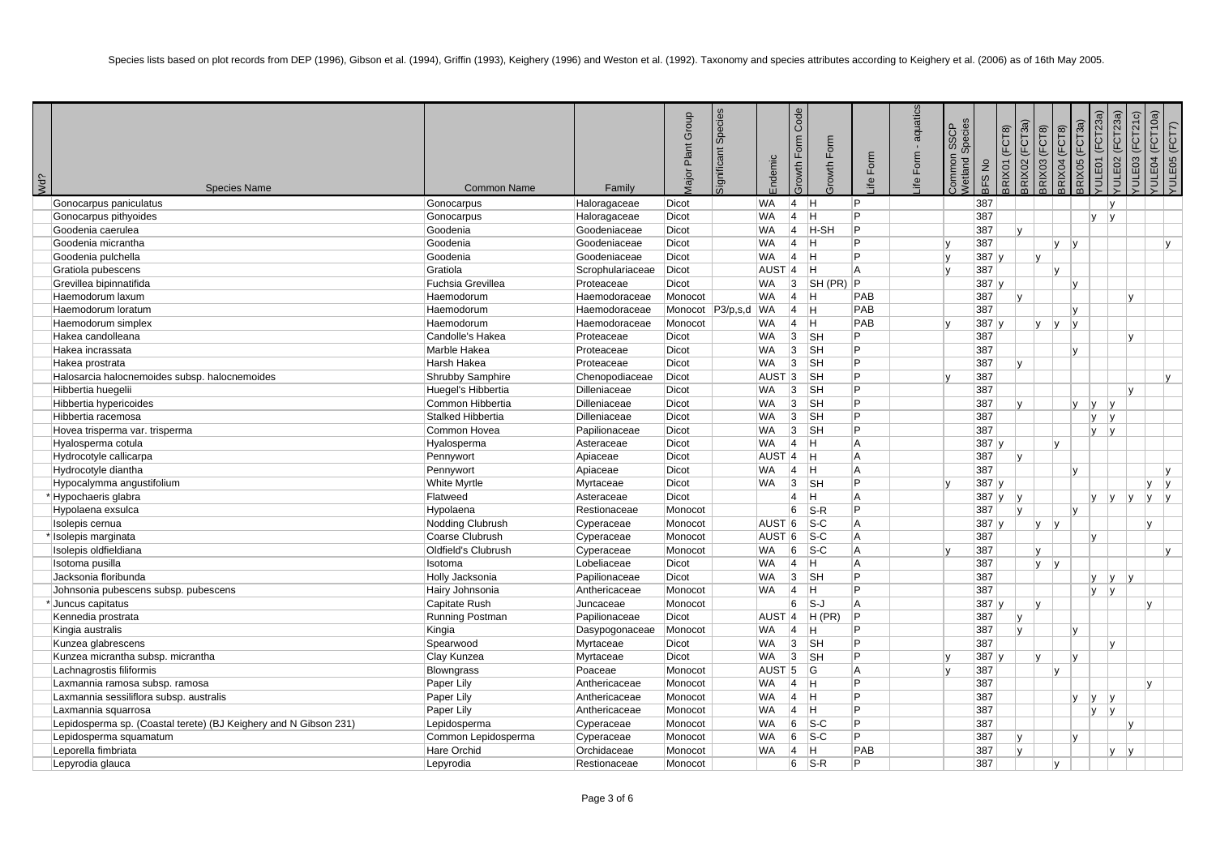Species lists based on plot records from DEP (1996), Gibson et al. (1994), Griffin (1993), Keighery (1996) and Weston et al. (1992). Taxonomy and species attributes according to Keighery et al. (2006) as of 16th May 2005.

| Wd? | Species Name | Common Name | Family | Major Plant Group | Significant Species | Endemic | Growth Form Code | Growth Form | Life Form | Life Form - aquatics | Common SSCP Wetland Species | BFS No | BRIX01 (FCT8) | BRIX02 (FCT3a) | BRIX03 (FCT8) | BRIX04 (FCT8) | BRIX05 (FCT3a) | YULE01 (FCT23a) | YULE02 (FCT23a) | YULE03 (FCT21c) | YULE04 (FCT10a) | YULE05 (FCT7) |
|---|---|---|---|---|---|---|---|---|---|---|---|---|---|---|---|---|---|---|---|---|---|---|
| | Gonocarpus paniculatus | Gonocarpus | Haloragaceae | Dicot | | WA | 4 | H | P | | | 387 | | | | | | | y | | | |
| | Gonocarpus pithyoides | Gonocarpus | Haloragaceae | Dicot | | WA | 4 | H | P | | | 387 | | | | | | y | y | | | |
| | Goodenia caerulea | Goodenia | Goodeniaceae | Dicot | | WA | 4 | H-SH | P | | | 387 | | y | | | | | | | | |
| | Goodenia micrantha | Goodenia | Goodeniaceae | Dicot | | WA | 4 | H | P | | y | 387 | | | | y | y | | | | | y |
| | Goodenia pulchella | Goodenia | Goodeniaceae | Dicot | | WA | 4 | H | P | | y | 387 | y | | y | | | | | | | |
| | Gratiola pubescens | Gratiola | Scrophulariaceae | Dicot | | AUST | 4 | H | A | | y | 387 | | | | y | | | | | | |
| | Grevillea bipinnatifida | Fuchsia Grevillea | Proteaceae | Dicot | | WA | 3 | SH (PR) | P | | | 387 | y | | | | y | | | | | |
| | Haemodorum laxum | Haemodorum | Haemodoraceae | Monocot | | WA | 4 | H | PAB | | | 387 | | y | | | | | | y | | |
| | Haemodorum loratum | Haemodorum | Haemodoraceae | Monocot | P3/p,s,d | WA | 4 | H | PAB | | | 387 | | | | | y | | | | | |
| | Haemodorum simplex | Haemodorum | Haemodoraceae | Monocot | | WA | 4 | H | PAB | | y | 387 | y | | y | y | y | | | | | |
| | Hakea candolleana | Candolle's Hakea | Proteaceae | Dicot | | WA | 3 | SH | P | | | 387 | | | | | | | | y | | |
| | Hakea incrassata | Marble Hakea | Proteaceae | Dicot | | WA | 3 | SH | P | | | 387 | | | | | y | | | | | |
| | Hakea prostrata | Harsh Hakea | Proteaceae | Dicot | | WA | 3 | SH | P | | | 387 | | y | | | | | | | | |
| | Halosarcia halocnemoides subsp. halocnemoides | Shrubby Samphire | Chenopodiaceae | Dicot | | AUST | 3 | SH | P | | y | 387 | | | | | | | | | | y |
| | Hibbertia huegelii | Huegel's Hibbertia | Dilleniaceae | Dicot | | WA | 3 | SH | P | | | 387 | | | | | | | | y | | |
| | Hibbertia hypericoides | Common Hibbertia | Dilleniaceae | Dicot | | WA | 3 | SH | P | | | 387 | | y | | | y | y | y | | | |
| | Hibbertia racemosa | Stalked Hibbertia | Dilleniaceae | Dicot | | WA | 3 | SH | P | | | 387 | | | | | | y | y | | | |
| | Hovea trisperma var. trisperma | Common Hovea | Papilionaceae | Dicot | | WA | 3 | SH | P | | | 387 | | | | | | y | y | | | |
| | Hyalosperma cotula | Hyalosperma | Asteraceae | Dicot | | WA | 4 | H | A | | | 387 | y | | | y | | | | | | |
| | Hydrocotyle callicarpa | Pennywort | Apiaceae | Dicot | | AUST | 4 | H | A | | | 387 | | y | | | | | | | | |
| | Hydrocotyle diantha | Pennywort | Apiaceae | Dicot | | WA | 4 | H | A | | | 387 | | | | | y | | | | | y |
| | Hypocalymma angustifolium | White Myrtle | Myrtaceae | Dicot | | WA | 3 | SH | P | | y | 387 | y | | | | | | | | y | y |
| * | Hypochaeris glabra | Flatweed | Asteraceae | Dicot | | | 4 | H | A | | | 387 | y | y | | | | y | y | y | y | y |
| | Hypolaena exsulca | Hypolaena | Restionaceae | Monocot | | | 6 | S-R | P | | | 387 | | y | | | y | | | | | |
| | Isolepis cernua | Nodding Clubrush | Cyperaceae | Monocot | | AUST | 6 | S-C | A | | | 387 | y | | y | y | | | | | y | |
| * | Isolepis marginata | Coarse Clubrush | Cyperaceae | Monocot | | AUST | 6 | S-C | A | | | 387 | | | | | | y | | | | |
| | Isolepis oldfieldiana | Oldfield's Clubrush | Cyperaceae | Monocot | | WA | 6 | S-C | A | | y | 387 | | | y | | | | | | | y |
| | Isotoma pusilla | Isotoma | Lobeliaceae | Dicot | | WA | 4 | H | A | | | 387 | | | y | y | | | | | | |
| | Jacksonia floribunda | Holly Jacksonia | Papilionaceae | Dicot | | WA | 3 | SH | P | | | 387 | | | | | | y | y | y | | |
| | Johnsonia pubescens subsp. pubescens | Hairy Johnsonia | Anthericaceae | Monocot | | WA | 4 | H | P | | | 387 | | | | | | y | y | | | |
| * | Juncus capitatus | Capitate Rush | Juncaceae | Monocot | | | 6 | S-J | A | | | 387 | y | | y | | | | | | y | |
| | Kennedia prostrata | Running Postman | Papilionaceae | Dicot | | AUST | 4 | H (PR) | P | | | 387 | | y | | | | | | | | |
| | Kingia australis | Kingia | Dasypogonaceae | Monocot | | WA | 4 | H | P | | | 387 | | y | | | y | | | | | |
| | Kunzea glabrescens | Spearwood | Myrtaceae | Dicot | | WA | 3 | SH | P | | | 387 | | | | | | | y | | | |
| | Kunzea micrantha subsp. micrantha | Clay Kunzea | Myrtaceae | Dicot | | WA | 3 | SH | P | | y | 387 | y | | y | | y | | | | | |
| | Lachnagrostis filiformis | Blowngrass | Poaceae | Monocot | | AUST | 5 | G | A | | y | 387 | | | | y | | | | | | |
| | Laxmannia ramosa subsp. ramosa | Paper Lily | Anthericaceae | Monocot | | WA | 4 | H | P | | | 387 | | | | | | | | | y | |
| | Laxmannia sessiliflora subsp. australis | Paper Lily | Anthericaceae | Monocot | | WA | 4 | H | P | | | 387 | | | | | y | y | y | | | |
| | Laxmannia squarrosa | Paper Lily | Anthericaceae | Monocot | | WA | 4 | H | P | | | 387 | | | | | | y | y | | | |
| | Lepidosperma sp. (Coastal terete) (BJ Keighery and N Gibson 231) | Lepidosperma | Cyperaceae | Monocot | | WA | 6 | S-C | P | | | 387 | | | | | | | | y | | |
| | Lepidosperma squamatum | Common Lepidosperma | Cyperaceae | Monocot | | WA | 6 | S-C | P | | | 387 | | y | | | y | | | | | |
| | Leporella fimbriata | Hare Orchid | Orchidaceae | Monocot | | WA | 4 | H | PAB | | | 387 | | y | | | | | y | y | | |
| | Lepyrodia glauca | Lepyrodia | Restionaceae | Monocot | | | 6 | S-R | P | | | 387 | | | | y | | | | | | |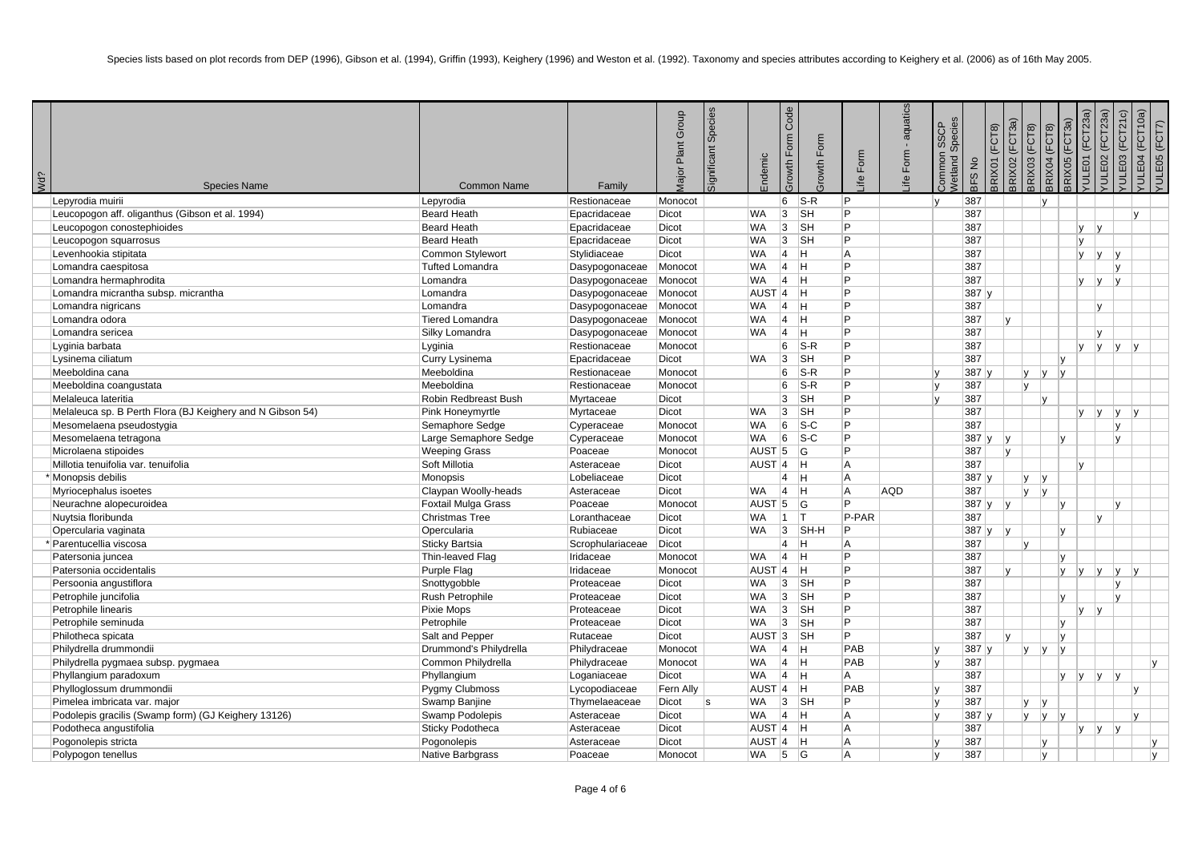Species lists based on plot records from DEP (1996), Gibson et al. (1994), Griffin (1993), Keighery (1996) and Weston et al. (1992). Taxonomy and species attributes according to Keighery et al. (2006) as of 16th May 2005.

| Wd? | Species Name | Common Name | Family | Major Plant Group | Significant Species | Endemic | Growth Form Code | Growth Form | Life Form | Life Form - aquatics | Common SSCP Wetland Species | BFS No | BRIX01 (FCT8) | BRIX02 (FCT3a) | BRIX03 (FCT8) | BRIX04 (FCT8) | BRIX05 (FCT3a) | YULE01 (FCT23a) | YULE02 (FCT23a) | YULE03 (FCT21c) | YULE04 (FCT10a) | YULE05 (FCT7) |
|---|---|---|---|---|---|---|---|---|---|---|---|---|---|---|---|---|---|---|---|---|---|---|
| | Lepyrodia muirii | Lepyrodia | Restionaceae | Monocot | | | 6 | S-R | P | | y | 387 | | | | y | | | | | | |
| | Leucopogon aff. oliganthus (Gibson et al. 1994) | Beard Heath | Epacridaceae | Dicot | | WA | 3 | SH | P | | | 387 | | | | | | | | y | | |
| | Leucopogon conostephioides | Beard Heath | Epacridaceae | Dicot | | WA | 3 | SH | P | | | 387 | | | | | | y | y | | | |
| | Leucopogon squarrosus | Beard Heath | Epacridaceae | Dicot | | WA | 3 | SH | P | | | 387 | | | | | | y | | | | |
| | Levenhookia stipitata | Common Stylewort | Stylidiaceae | Dicot | | WA | 4 | H | A | | | 387 | | | | | | y | y | y | | |
| | Lomandra caespitosa | Tufted Lomandra | Dasypogonaceae | Monocot | | WA | 4 | H | P | | | 387 | | | | | | | | y | | |
| | Lomandra hermaphrodita | Lomandra | Dasypogonaceae | Monocot | | WA | 4 | H | P | | | 387 | | | | | | y | y | y | | |
| | Lomandra micrantha subsp. micrantha | Lomandra | Dasypogonaceae | Monocot | | AUST | 4 | H | P | | | 387 | y | | | | | | | | | |
| | Lomandra nigricans | Lomandra | Dasypogonaceae | Monocot | | WA | 4 | H | P | | | 387 | | | | | | | y | | | |
| | Lomandra odora | Tiered Lomandra | Dasypogonaceae | Monocot | | WA | 4 | H | P | | | 387 | | y | | | | | | | | |
| | Lomandra sericea | Silky Lomandra | Dasypogonaceae | Monocot | | WA | 4 | H | P | | | 387 | | | | | | | y | | | |
| | Lyginia barbata | Lyginia | Restionaceae | Monocot | | | 6 | S-R | P | | | 387 | | | | | | y | y | y | y | |
| | Lysinema ciliatum | Curry Lysinema | Epacridaceae | Dicot | | WA | 3 | SH | P | | | 387 | | | | | y | | | | | |
| | Meeboldina cana | Meeboldina | Restionaceae | Monocot | | | 6 | S-R | P | | y | 387 | y | | y | y | y | | | | | |
| | Meeboldina coangustata | Meeboldina | Restionaceae | Monocot | | | 6 | S-R | P | | y | 387 | | | y | | | | | | | |
| | Melaleuca lateritia | Robin Redbreast Bush | Myrtaceae | Dicot | | | 3 | SH | P | | y | 387 | | | | y | | | | | | |
| | Melaleuca sp. B Perth Flora (BJ Keighery and N Gibson 54) | Pink Honeymyrtle | Myrtaceae | Dicot | | WA | 3 | SH | P | | | 387 | | | | | | y | y | y | y | |
| | Mesomelaena pseudostygia | Semaphore Sedge | Cyperaceae | Monocot | | WA | 6 | S-C | P | | | 387 | | | | | | | | y | | |
| | Mesomelaena tetragona | Large Semaphore Sedge | Cyperaceae | Monocot | | WA | 6 | S-C | P | | | 387 | y | y | | | y | | | y | | |
| | Microlaena stipoides | Weeping Grass | Poaceae | Monocot | | AUST | 5 | G | P | | | 387 | | y | | | | | | | | |
| | Millotia tenuifolia var. tenuifolia | Soft Millotia | Asteraceae | Dicot | | AUST | 4 | H | A | | | 387 | | | | | | y | | | | |
| * | Monopsis debilis | Monopsis | Lobeliaceae | Dicot | | | 4 | H | A | | | 387 | y | | y | y | | | | | | |
| | Myriocephalus isoetes | Claypan Woolly-heads | Asteraceae | Dicot | | WA | 4 | H | A | AQD | | 387 | | | y | y | | | | | | |
| | Neurachne alopecuroidea | Foxtail Mulga Grass | Poaceae | Monocot | | AUST | 5 | G | P | | | 387 | y | y | | | y | | | y | | |
| | Nuytsia floribunda | Christmas Tree | Loranthaceae | Dicot | | WA | 1 | T | P-PAR | | | 387 | | | | | | | y | | | |
| | Opercularia vaginata | Opercularia | Rubiaceae | Dicot | | WA | 3 | SH-H | P | | | 387 | y | y | | | y | | | | | |
| * | Parentucellia viscosa | Sticky Bartsia | Scrophulariaceae | Dicot | | | 4 | H | A | | | 387 | | | y | | | | | | | |
| | Patersonia juncea | Thin-leaved Flag | Iridaceae | Monocot | | WA | 4 | H | P | | | 387 | | | | | y | | | | | |
| | Patersonia occidentalis | Purple Flag | Iridaceae | Monocot | | AUST | 4 | H | P | | | 387 | | y | | | y | y | y | y | y | |
| | Persoonia angustiflora | Snottygobble | Proteaceae | Dicot | | WA | 3 | SH | P | | | 387 | | | | | | | | y | | |
| | Petrophile juncifolia | Rush Petrophile | Proteaceae | Dicot | | WA | 3 | SH | P | | | 387 | | | | | y | | | y | | |
| | Petrophile linearis | Pixie Mops | Proteaceae | Dicot | | WA | 3 | SH | P | | | 387 | | | | | | y | y | | | |
| | Petrophile seminuda | Petrophile | Proteaceae | Dicot | | WA | 3 | SH | P | | | 387 | | | | | y | | | | | |
| | Philotheca spicata | Salt and Pepper | Rutaceae | Dicot | | AUST | 3 | SH | P | | | 387 | | y | | | y | | | | | |
| | Philydrella drummondii | Drummond's Philydrella | Philydraceae | Monocot | | WA | 4 | H | PAB | | y | 387 | y | | y | y | y | | | | | |
| | Philydrella pygmaea subsp. pygmaea | Common Philydrella | Philydraceae | Monocot | | WA | 4 | H | PAB | | y | 387 | | | | | | | | | | y |
| | Phyllangium paradoxum | Phyllangium | Loganiaceae | Dicot | | WA | 4 | H | A | | | 387 | | | | | y | y | y | y | | |
| | Phylloglossum drummondii | Pygmy Clubmoss | Lycopodiaceae | Fern Ally | | AUST | 4 | H | PAB | | y | 387 | | | | | | | | | y | |
| | Pimelea imbricata var. major | Swamp Banjine | Thymelaeaceae | Dicot | s | WA | 3 | SH | P | | y | 387 | | | y | y | | | | | | |
| | Podolepis gracilis (Swamp form) (GJ Keighery 13126) | Swamp Podolepis | Asteraceae | Dicot | | WA | 4 | H | A | | y | 387 | y | | y | y | y | | | | y | |
| | Podotheca angustifolia | Sticky Podotheca | Asteraceae | Dicot | | AUST | 4 | H | A | | | 387 | | | | | | y | y | y | | |
| | Pogonolepis stricta | Pogonolepis | Asteraceae | Dicot | | AUST | 4 | H | A | | y | 387 | | | | y | | | | | | y |
| | Polypogon tenellus | Native Barbgrass | Poaceae | Monocot | | WA | 5 | G | A | | y | 387 | | | | y | | | | | | y |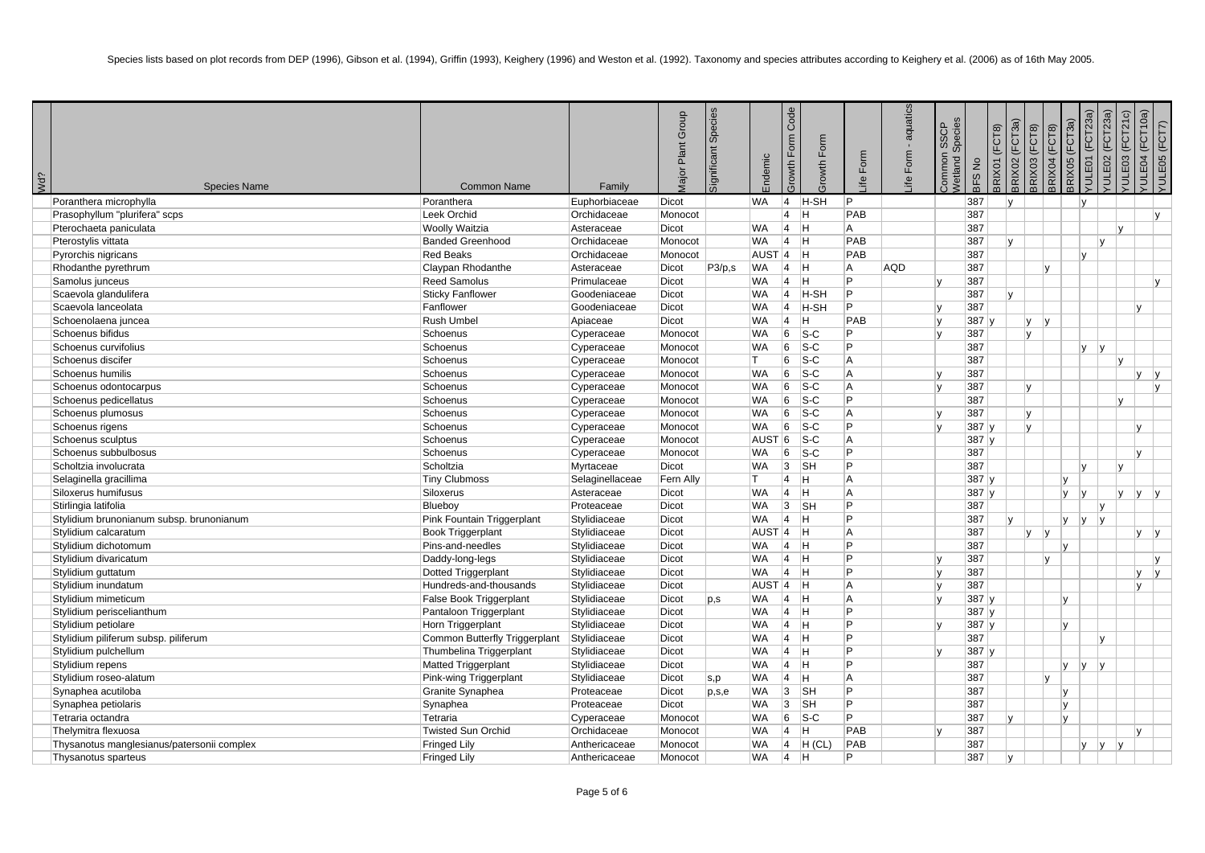Species lists based on plot records from DEP (1996), Gibson et al. (1994), Griffin (1993), Keighery (1996) and Weston et al. (1992). Taxonomy and species attributes according to Keighery et al. (2006) as of 16th May 2005.

| Wd? | Species Name | Common Name | Family | Major Plant Group | Significant Species | Endemic | Growth Form Code | Growth Form | Life Form | Life Form - aquatics | Common SSCP Wetland Species | BFS No | BRIX01 (FCT8) | BRIX02 (FCT3a) | BRIX03 (FCT8) | BRIX04 (FCT8) | BRIX05 (FCT3a) | YULE01 (FCT23a) | YULE02 (FCT23a) | YULE03 (FCT21c) | YULE04 (FCT10a) | YULE05 (FCT7) |
|---|---|---|---|---|---|---|---|---|---|---|---|---|---|---|---|---|---|---|---|---|---|---|
| | Poranthera microphylla | Poranthera | Euphorbiaceae | Dicot | | WA | 4 | H-SH | P | | | 387 | | y | | | | y | | | | |
| | Prasophyllum "plurifera" scps | Leek Orchid | Orchidaceae | Monocot | | | 4 | H | PAB | | | 387 | | | | | | | | | | y |
| | Pterochaeta paniculata | Woolly Waitzia | Asteraceae | Dicot | | WA | 4 | H | A | | | 387 | | | | | | | | y | | |
| | Pterostylis vittata | Banded Greenhood | Orchidaceae | Monocot | | WA | 4 | H | PAB | | | 387 | | y | | | | | y | | | |
| | Pyrorchis nigricans | Red Beaks | Orchidaceae | Monocot | | AUST | 4 | H | PAB | | | 387 | | | | | | y | | | | |
| | Rhodanthe pyrethrum | Claypan Rhodanthe | Asteraceae | Dicot | P3/p,s | WA | 4 | H | A | AQD | | 387 | | | | y | | | | | | |
| | Samolus junceus | Reed Samolus | Primulaceae | Dicot | | WA | 4 | H | P | | y | 387 | | | | | | | | | | y |
| | Scaevola glandulifera | Sticky Fanflower | Goodeniaceae | Dicot | | WA | 4 | H-SH | P | | | 387 | | y | | | | | | | | |
| | Scaevola lanceolata | Fanflower | Goodeniaceae | Dicot | | WA | 4 | H-SH | P | | y | 387 | | | | | | | | | y | |
| | Schoenolaena juncea | Rush Umbel | Apiaceae | Dicot | | WA | 4 | H | PAB | | y | 387 | y | | y | y | | | | | | |
| | Schoenus bifidus | Schoenus | Cyperaceae | Monocot | | WA | 6 | S-C | P | | y | 387 | | | y | | | | | | | |
| | Schoenus curvifolius | Schoenus | Cyperaceae | Monocot | | WA | 6 | S-C | P | | | 387 | | | | | | y | y | | | |
| | Schoenus discifer | Schoenus | Cyperaceae | Monocot | | T | 6 | S-C | A | | | 387 | | | | | | | | y | | |
| | Schoenus humilis | Schoenus | Cyperaceae | Monocot | | WA | 6 | S-C | A | | y | 387 | | | | | | | | | y | y |
| | Schoenus odontocarpus | Schoenus | Cyperaceae | Monocot | | WA | 6 | S-C | A | | y | 387 | | | y | | | | | | | y |
| | Schoenus pedicellatus | Schoenus | Cyperaceae | Monocot | | WA | 6 | S-C | P | | | 387 | | | | | | | | y | | |
| | Schoenus plumosus | Schoenus | Cyperaceae | Monocot | | WA | 6 | S-C | A | | y | 387 | | | y | | | | | | | |
| | Schoenus rigens | Schoenus | Cyperaceae | Monocot | | WA | 6 | S-C | P | | y | 387 | y | | y | | | | | | y | |
| | Schoenus sculptus | Schoenus | Cyperaceae | Monocot | | AUST | 6 | S-C | A | | | 387 | y | | | | | | | | | |
| | Schoenus subbulbosus | Schoenus | Cyperaceae | Monocot | | WA | 6 | S-C | P | | | 387 | | | | | | | | | y | |
| | Scholtzia involucrata | Scholtzia | Myrtaceae | Dicot | | WA | 3 | SH | P | | | 387 | | | | | | y | | y | | |
| | Selaginella gracillima | Tiny Clubmoss | Selaginellaceae | Fern Ally | | T | 4 | H | A | | | 387 | y | | | | y | | | | | |
| | Siloxerus humifusus | Siloxerus | Asteraceae | Dicot | | WA | 4 | H | A | | | 387 | y | | | | y | y | | y | y | y |
| | Stirlingia latifolia | Blueboy | Proteaceae | Dicot | | WA | 3 | SH | P | | | 387 | | | | | | | y | | | |
| | Stylidium brunonianum subsp. brunonianum | Pink Fountain Triggerplant | Stylidiaceae | Dicot | | WA | 4 | H | P | | | 387 | | y | | | y | y | y | | | |
| | Stylidium calcaratum | Book Triggerplant | Stylidiaceae | Dicot | | AUST | 4 | H | A | | | 387 | | | y | y | | | | | y | y |
| | Stylidium dichotomum | Pins-and-needles | Stylidiaceae | Dicot | | WA | 4 | H | P | | | 387 | | | | | y | | | | | |
| | Stylidium divaricatum | Daddy-long-legs | Stylidiaceae | Dicot | | WA | 4 | H | P | | y | 387 | | | | y | | | | | | y |
| | Stylidium guttatum | Dotted Triggerplant | Stylidiaceae | Dicot | | WA | 4 | H | P | | y | 387 | | | | | | | | | y | y |
| | Stylidium inundatum | Hundreds-and-thousands | Stylidiaceae | Dicot | | AUST | 4 | H | A | | y | 387 | | | | | | | | | y | |
| | Stylidium mimeticum | False Book Triggerplant | Stylidiaceae | Dicot | p,s | WA | 4 | H | A | | y | 387 | y | | | | y | | | | | |
| | Stylidium periscelianthum | Pantaloon Triggerplant | Stylidiaceae | Dicot | | WA | 4 | H | P | | | 387 | y | | | | | | | | | |
| | Stylidium petiolare | Horn Triggerplant | Stylidiaceae | Dicot | | WA | 4 | H | P | | y | 387 | y | | | | y | | | | | |
| | Stylidium piliferum subsp. piliferum | Common Butterfly Triggerplant | Stylidiaceae | Dicot | | WA | 4 | H | P | | | 387 | | | | | | | y | | | |
| | Stylidium pulchellum | Thumbelina Triggerplant | Stylidiaceae | Dicot | | WA | 4 | H | P | | y | 387 | y | | | | | | | | | |
| | Stylidium repens | Matted Triggerplant | Stylidiaceae | Dicot | | WA | 4 | H | P | | | 387 | | | | | y | y | y | | | |
| | Stylidium roseo-alatum | Pink-wing Triggerplant | Stylidiaceae | Dicot | s,p | WA | 4 | H | A | | | 387 | | | | y | | | | | | |
| | Synaphea acutiloba | Granite Synaphea | Proteaceae | Dicot | p,s,e | WA | 3 | SH | P | | | 387 | | | | | y | | | | | |
| | Synaphea petiolaris | Synaphea | Proteaceae | Dicot | | WA | 3 | SH | P | | | 387 | | | | | y | | | | | |
| | Tetraria octandra | Tetraria | Cyperaceae | Monocot | | WA | 6 | S-C | P | | | 387 | | y | | | y | | | | | |
| | Thelymitra flexuosa | Twisted Sun Orchid | Orchidaceae | Monocot | | WA | 4 | H | PAB | | y | 387 | | | | | | | | | y | |
| | Thysanotus manglesianus/patersonii complex | Fringed Lily | Anthericaceae | Monocot | | WA | 4 | H (CL) | PAB | | | 387 | | | | | | y | y | y | | |
| | Thysanotus sparteus | Fringed Lily | Anthericaceae | Monocot | | WA | 4 | H | P | | | 387 | | y | | | | | | | | |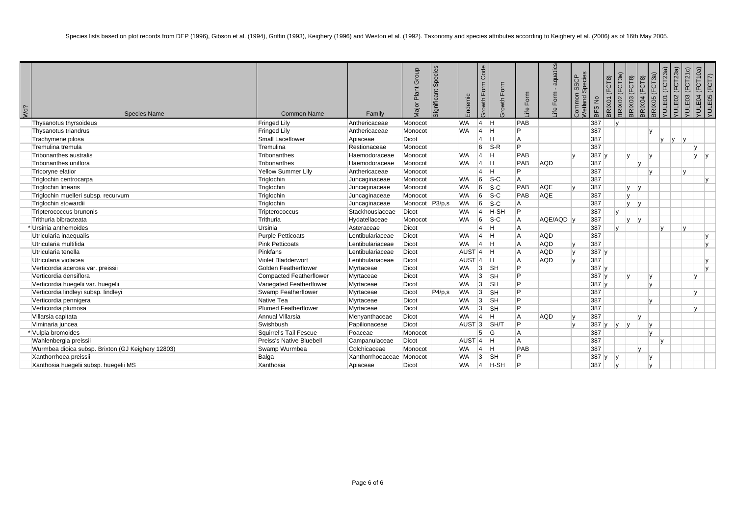Species lists based on plot records from DEP (1996), Gibson et al. (1994), Griffin (1993), Keighery (1996) and Weston et al. (1992). Taxonomy and species attributes according to Keighery et al. (2006) as of 16th May 2005.

| Wd? | Species Name | Common Name | Family | Major Plant Group | Significant Species | Endemic | Growth Form Code | Growth Form | Life Form | Life Form - aquatics | Common SSCP Wetland Species | BFS No | BRIX01 (FCT8) | BRIX02 (FCT3a) | BRIX03 (FCT8) | BRIX04 (FCT8) | BRIX05 (FCT3a) | YULE01 (FCT23a) | YULE02 (FCT23a) | YULE03 (FCT21c) | YULE04 (FCT10a) | YULE05 (FCT7) |
|---|---|---|---|---|---|---|---|---|---|---|---|---|---|---|---|---|---|---|---|---|---|---|
| | Thysanotus thyrsoideus | Fringed Lily | Anthericaceae | Monocot | | WA | 4 | H | PAB | | | 387 | | y | | | | | | | | |
| | Thysanotus triandrus | Fringed Lily | Anthericaceae | Monocot | | WA | 4 | H | P | | | 387 | | | | | y | | | | | |
| | Trachymene pilosa | Small Laceflower | Apiaceae | Dicot | | | 4 | H | A | | | 387 | | | | | | y | y | y | | |
| | Tremulina tremula | Tremulina | Restionaceae | Monocot | | | 6 | S-R | P | | | 387 | | | | | | | | | y | |
| | Tribonanthes australis | Tribonanthes | Haemodoraceae | Monocot | | WA | 4 | H | PAB | | y | 387 | y | | y | | y | | | | y | y |
| | Tribonanthes uniflora | Tribonanthes | Haemodoraceae | Monocot | | WA | 4 | H | PAB | AQD | | 387 | | | | y | | | | | | |
| | Tricoryne elatior | Yellow Summer Lily | Anthericaceae | Monocot | | | 4 | H | P | | | 387 | | | | | y | | | y | | |
| | Triglochin centrocarpa | Triglochin | Juncaginaceae | Monocot | | WA | 6 | S-C | A | | | 387 | | | | | | | | | | y |
| | Triglochin linearis | Triglochin | Juncaginaceae | Monocot | | WA | 6 | S-C | PAB | AQE | y | 387 | | | y | y | | | | | | |
| | Triglochin muelleri subsp. recurvum | Triglochin | Juncaginaceae | Monocot | | WA | 6 | S-C | PAB | AQE | | 387 | | | y | | | | | | | |
| | Triglochin stowardii | Triglochin | Juncaginaceae | Monocot | P3/p,s | WA | 6 | S-C | A | | | 387 | | | y | y | | | | | | |
| | Tripterococcus brunonis | Tripterococcus | Stackhousiaceae | Dicot | | WA | 4 | H-SH | P | | | 387 | | y | | | | | | | | |
| | Trithuria bibracteata | Trithuria | Hydatellaceae | Monocot | | WA | 6 | S-C | A | AQE/AQD | y | 387 | | | y | y | | | | | | |
| * | Ursinia anthemoides | Ursinia | Asteraceae | Dicot | | | 4 | H | A | | | 387 | | y | | | | y | | y | | |
| | Utricularia inaequalis | Purple Petticoats | Lentibulariaceae | Dicot | | WA | 4 | H | A | AQD | | 387 | | | | | | | | | | y |
| | Utricularia multifida | Pink Petticoats | Lentibulariaceae | Dicot | | WA | 4 | H | A | AQD | y | 387 | | | | | | | | | | y |
| | Utricularia tenella | Pinkfans | Lentibulariaceae | Dicot | | AUST | 4 | H | A | AQD | y | 387 | y | | | | | | | | | |
| | Utricularia violacea | Violet Bladderwort | Lentibulariaceae | Dicot | | AUST | 4 | H | A | AQD | y | 387 | | | | | | | | | | y |
| | Verticordia acerosa var. preissii | Golden Featherflower | Myrtaceae | Dicot | | WA | 3 | SH | P | | | 387 | y | | | | | | | | | y |
| | Verticordia densiflora | Compacted Featherflower | Myrtaceae | Dicot | | WA | 3 | SH | P | | | 387 | y | | y | | y | | | | y | |
| | Verticordia huegelii var. huegelii | Variegated Featherflower | Myrtaceae | Dicot | | WA | 3 | SH | P | | | 387 | y | | | | y | | | | | |
| | Verticordia lindleyi subsp. lindleyi | Swamp Featherflower | Myrtaceae | Dicot | P4/p,s | WA | 3 | SH | P | | | 387 | | | | | | | | | y | |
| | Verticordia pennigera | Native Tea | Myrtaceae | Dicot | | WA | 3 | SH | P | | | 387 | | | | | y | | | | | |
| | Verticordia plumosa | Plumed Featherflower | Myrtaceae | Dicot | | WA | 3 | SH | P | | | 387 | | | | | | | | | y | |
| | Villarsia capitata | Annual Villarsia | Menyanthaceae | Dicot | | WA | 4 | H | A | AQD | y | 387 | | | | y | | | | | | |
| | Viminaria juncea | Swishbush | Papilionaceae | Dicot | | AUST | 3 | SH/T | P | | y | 387 | y | y | y | | y | | | | | |
| * | Vulpia bromoides | Squirrel's Tail Fescue | Poaceae | Monocot | | | 5 | G | A | | | 387 | | | | | y | | | | | |
| | Wahlenbergia preissii | Preiss's Native Bluebell | Campanulaceae | Dicot | | AUST | 4 | H | A | | | 387 | | | | | | y | | | | |
| | Wurmbea dioica subsp. Brixton (GJ Keighery 12803) | Swamp Wurmbea | Colchicaceae | Monocot | | WA | 4 | H | PAB | | | 387 | | | | y | | | | | | |
| | Xanthorrhoea preissii | Balga | Xanthorrhoeaceae | Monocot | | WA | 3 | SH | P | | | 387 | y | y | | | y | | | | | |
| | Xanthosia huegelii subsp. huegelii MS | Xanthosia | Apiaceae | Dicot | | WA | 4 | H-SH | P | | | 387 | | y | | | y | | | | | |